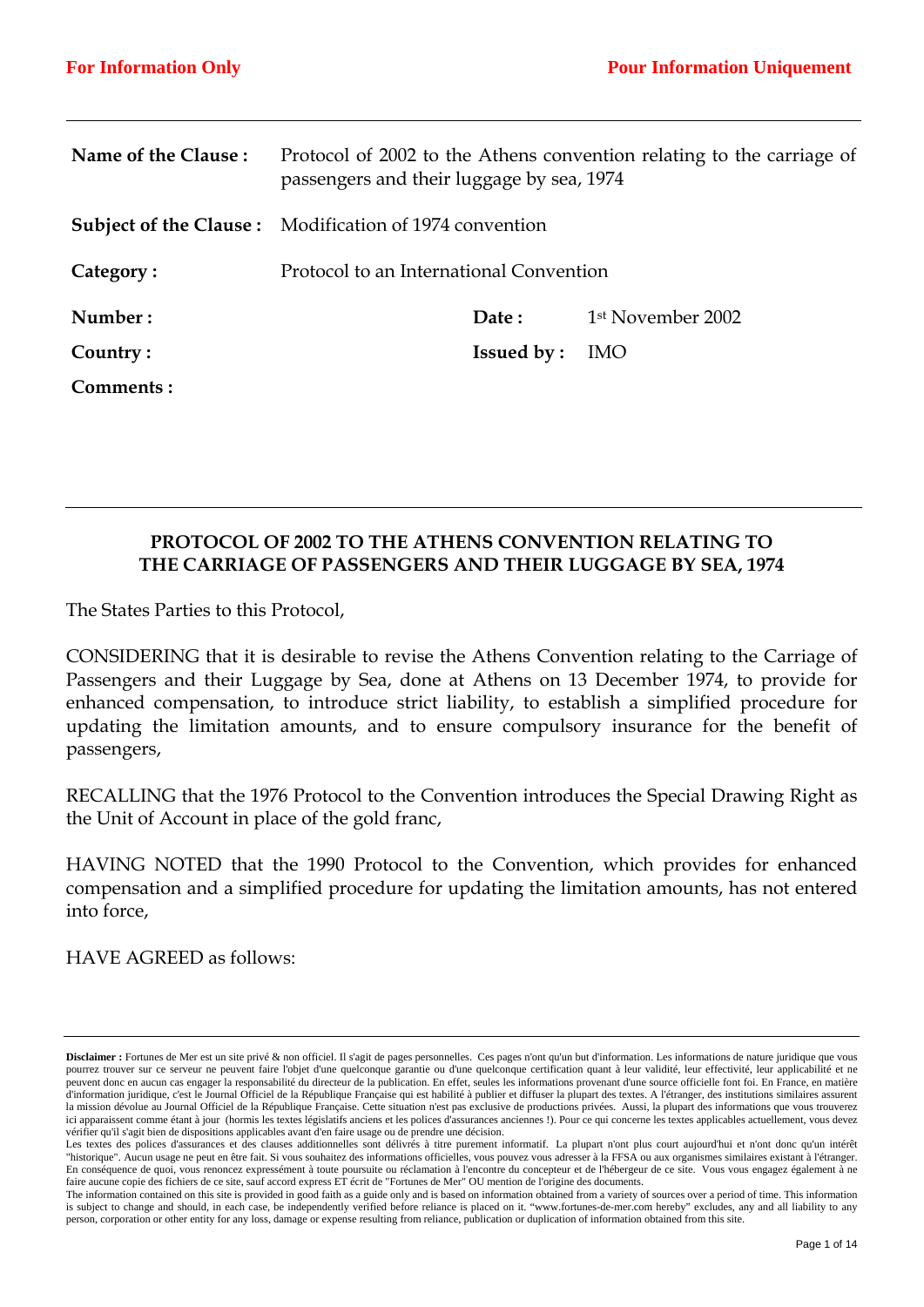**For Information Only** **Pour Information Uniquement**

| | | | |
|---|---|---|---|
| **Name of the Clause :** | Protocol of 2002 to the Athens convention relating to the carriage of passengers and their luggage by sea, 1974 | | |
| **Subject of the Clause :** | Modification of 1974 convention | | |
| **Category :** | Protocol to an International Convention | | |
| **Number :** | | **Date :** | 1st November 2002 |
| **Country :** | | **Issued by :** | IMO |
| **Comments :** | | | |

## PROTOCOL OF 2002 TO THE ATHENS CONVENTION RELATING TO THE CARRIAGE OF PASSENGERS AND THEIR LUGGAGE BY SEA, 1974

The States Parties to this Protocol,

CONSIDERING that it is desirable to revise the Athens Convention relating to the Carriage of Passengers and their Luggage by Sea, done at Athens on 13 December 1974, to provide for enhanced compensation, to introduce strict liability, to establish a simplified procedure for updating the limitation amounts, and to ensure compulsory insurance for the benefit of passengers,

RECALLING that the 1976 Protocol to the Convention introduces the Special Drawing Right as the Unit of Account in place of the gold franc,

HAVING NOTED that the 1990 Protocol to the Convention, which provides for enhanced compensation and a simplified procedure for updating the limitation amounts, has not entered into force,

HAVE AGREED as follows:

**Disclaimer :** Fortunes de Mer est un site privé & non officiel. Il s'agit de pages personnelles. Ces pages n'ont qu'un but d'information. Les informations de nature juridique que vous pourrez trouver sur ce serveur ne peuvent faire l'objet d'une quelconque garantie ou d'une quelconque certification quant à leur validité, leur effectivité, leur applicabilité et ne peuvent donc en aucun cas engager la responsabilité du directeur de la publication. En effet, seules les informations provenant d'une source officielle font foi. En France, en matière d'information juridique, c'est le Journal Officiel de la République Française qui est habilité à publier et diffuser la plupart des textes. A l'étranger, des institutions similaires assurent la mission dévolue au Journal Officiel de la République Française. Cette situation n'est pas exclusive de productions privées. Aussi, la plupart des informations que vous trouverez ici apparaissent comme étant à jour (hormis les textes législatifs anciens et les polices d'assurances anciennes !). Pour ce qui concerne les textes applicables actuellement, vous devez vérifier qu'il s'agit bien de dispositions applicables avant d'en faire usage ou de prendre une décision.
Les textes des polices d'assurances et des clauses additionnelles sont délivrés à titre purement informatif. La plupart n'ont plus court aujourd'hui et n'ont donc qu'un intérêt "historique". Aucun usage ne peut en être fait. Si vous souhaitez des informations officielles, vous pouvez vous adresser à la FFSA ou aux organismes similaires existant à l'étranger. En conséquence de quoi, vous renoncez expressément à toute poursuite ou réclamation à l'encontre du concepteur et de l'hébergeur de ce site. Vous vous engagez également à ne faire aucune copie des fichiers de ce site, sauf accord express ET écrit de "Fortunes de Mer" OU mention de l'origine des documents.
The information contained on this site is provided in good faith as a guide only and is based on information obtained from a variety of sources over a period of time. This information is subject to change and should, in each case, be independently verified before reliance is placed on it. "www.fortunes-de-mer.com hereby" excludes, any and all liability to any person, corporation or other entity for any loss, damage or expense resulting from reliance, publication or duplication of information obtained from this site.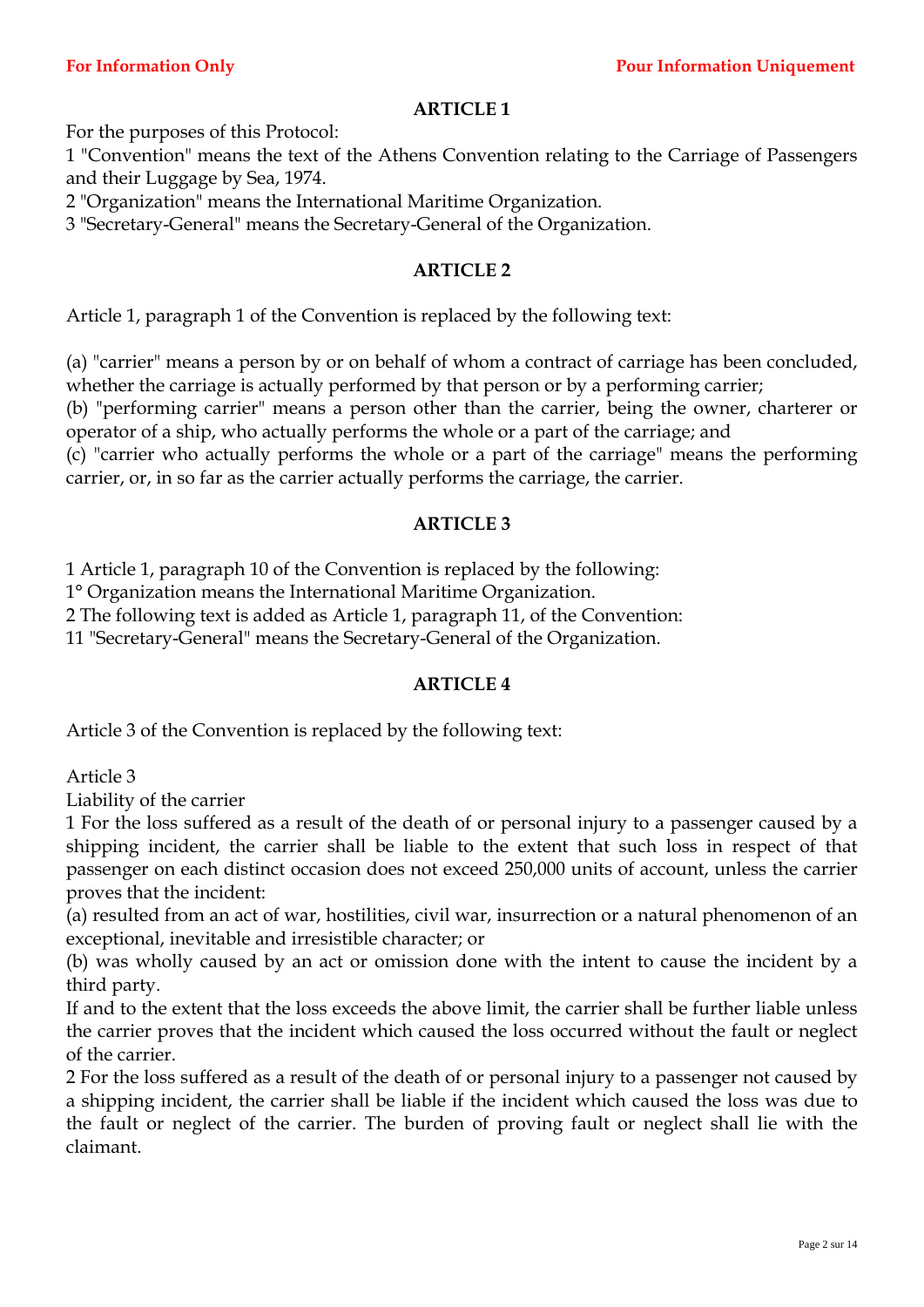## ARTICLE 1

For the purposes of this Protocol:

1 "Convention" means the text of the Athens Convention relating to the Carriage of Passengers and their Luggage by Sea, 1974.

2 "Organization" means the International Maritime Organization.

3 "Secretary-General" means the Secretary-General of the Organization.

## ARTICLE 2

Article 1, paragraph 1 of the Convention is replaced by the following text:

(a) "carrier" means a person by or on behalf of whom a contract of carriage has been concluded, whether the carriage is actually performed by that person or by a performing carrier;

(b) "performing carrier" means a person other than the carrier, being the owner, charterer or operator of a ship, who actually performs the whole or a part of the carriage; and

(c) "carrier who actually performs the whole or a part of the carriage" means the performing carrier, or, in so far as the carrier actually performs the carriage, the carrier.

## ARTICLE 3

1 Article 1, paragraph 10 of the Convention is replaced by the following:

1° Organization means the International Maritime Organization.

2 The following text is added as Article 1, paragraph 11, of the Convention:

11 "Secretary-General" means the Secretary-General of the Organization.

## ARTICLE 4

Article 3 of the Convention is replaced by the following text:

Article 3

Liability of the carrier

1 For the loss suffered as a result of the death of or personal injury to a passenger caused by a shipping incident, the carrier shall be liable to the extent that such loss in respect of that passenger on each distinct occasion does not exceed 250,000 units of account, unless the carrier proves that the incident:

(a) resulted from an act of war, hostilities, civil war, insurrection or a natural phenomenon of an exceptional, inevitable and irresistible character; or

(b) was wholly caused by an act or omission done with the intent to cause the incident by a third party.

If and to the extent that the loss exceeds the above limit, the carrier shall be further liable unless the carrier proves that the incident which caused the loss occurred without the fault or neglect of the carrier.

2 For the loss suffered as a result of the death of or personal injury to a passenger not caused by a shipping incident, the carrier shall be liable if the incident which caused the loss was due to the fault or neglect of the carrier. The burden of proving fault or neglect shall lie with the claimant.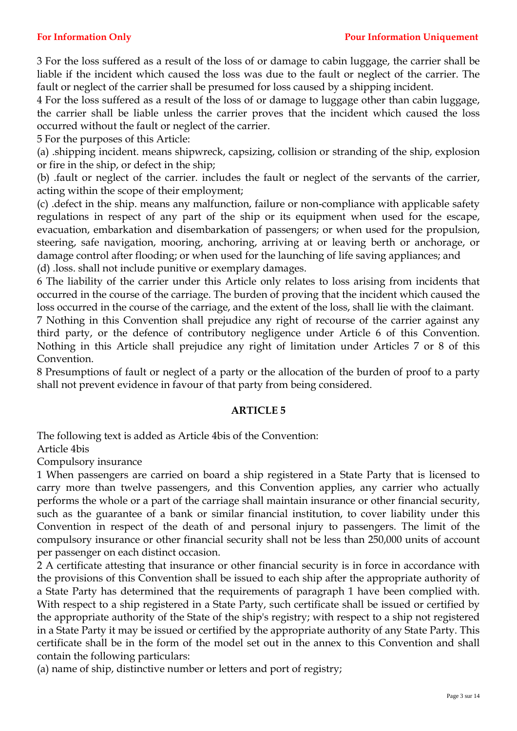3 For the loss suffered as a result of the loss of or damage to cabin luggage, the carrier shall be liable if the incident which caused the loss was due to the fault or neglect of the carrier. The fault or neglect of the carrier shall be presumed for loss caused by a shipping incident.

4 For the loss suffered as a result of the loss of or damage to luggage other than cabin luggage, the carrier shall be liable unless the carrier proves that the incident which caused the loss occurred without the fault or neglect of the carrier.

5 For the purposes of this Article:

(a) .shipping incident. means shipwreck, capsizing, collision or stranding of the ship, explosion or fire in the ship, or defect in the ship;

(b) .fault or neglect of the carrier. includes the fault or neglect of the servants of the carrier, acting within the scope of their employment;

(c) .defect in the ship. means any malfunction, failure or non-compliance with applicable safety regulations in respect of any part of the ship or its equipment when used for the escape, evacuation, embarkation and disembarkation of passengers; or when used for the propulsion, steering, safe navigation, mooring, anchoring, arriving at or leaving berth or anchorage, or damage control after flooding; or when used for the launching of life saving appliances; and

(d) .loss. shall not include punitive or exemplary damages.

6 The liability of the carrier under this Article only relates to loss arising from incidents that occurred in the course of the carriage. The burden of proving that the incident which caused the loss occurred in the course of the carriage, and the extent of the loss, shall lie with the claimant.

7 Nothing in this Convention shall prejudice any right of recourse of the carrier against any third party, or the defence of contributory negligence under Article 6 of this Convention. Nothing in this Article shall prejudice any right of limitation under Articles 7 or 8 of this Convention.

8 Presumptions of fault or neglect of a party or the allocation of the burden of proof to a party shall not prevent evidence in favour of that party from being considered.

## ARTICLE 5

The following text is added as Article 4bis of the Convention:

Article 4bis

Compulsory insurance

1 When passengers are carried on board a ship registered in a State Party that is licensed to carry more than twelve passengers, and this Convention applies, any carrier who actually performs the whole or a part of the carriage shall maintain insurance or other financial security, such as the guarantee of a bank or similar financial institution, to cover liability under this Convention in respect of the death of and personal injury to passengers. The limit of the compulsory insurance or other financial security shall not be less than 250,000 units of account per passenger on each distinct occasion.

2 A certificate attesting that insurance or other financial security is in force in accordance with the provisions of this Convention shall be issued to each ship after the appropriate authority of a State Party has determined that the requirements of paragraph 1 have been complied with. With respect to a ship registered in a State Party, such certificate shall be issued or certified by the appropriate authority of the State of the ship's registry; with respect to a ship not registered in a State Party it may be issued or certified by the appropriate authority of any State Party. This certificate shall be in the form of the model set out in the annex to this Convention and shall contain the following particulars:

(a) name of ship, distinctive number or letters and port of registry;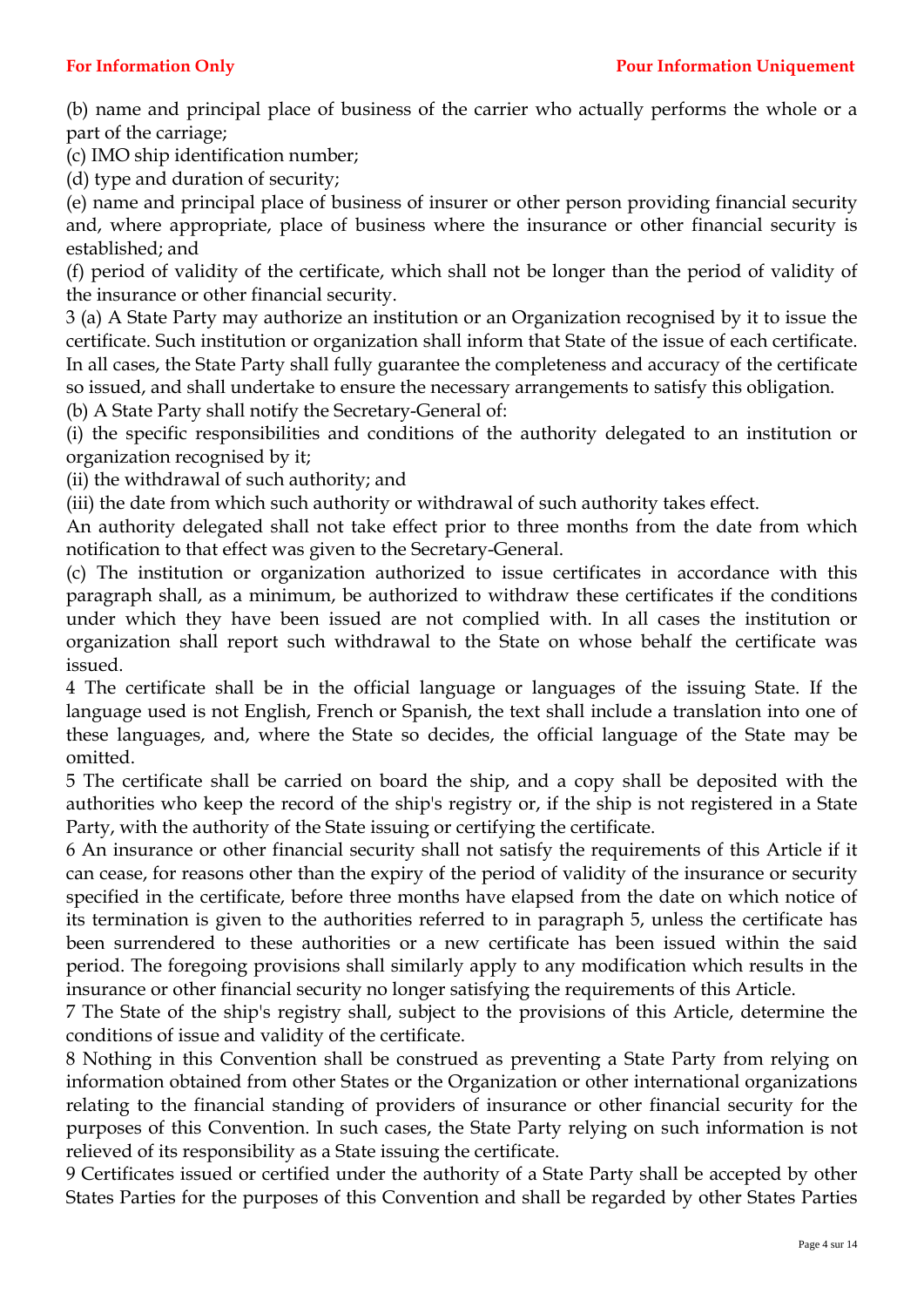(b) name and principal place of business of the carrier who actually performs the whole or a part of the carriage;

(c) IMO ship identification number;

(d) type and duration of security;

(e) name and principal place of business of insurer or other person providing financial security and, where appropriate, place of business where the insurance or other financial security is established; and

(f) period of validity of the certificate, which shall not be longer than the period of validity of the insurance or other financial security.

3 (a) A State Party may authorize an institution or an Organization recognised by it to issue the certificate. Such institution or organization shall inform that State of the issue of each certificate. In all cases, the State Party shall fully guarantee the completeness and accuracy of the certificate so issued, and shall undertake to ensure the necessary arrangements to satisfy this obligation.

(b) A State Party shall notify the Secretary-General of:

(i) the specific responsibilities and conditions of the authority delegated to an institution or organization recognised by it;

(ii) the withdrawal of such authority; and

(iii) the date from which such authority or withdrawal of such authority takes effect.

An authority delegated shall not take effect prior to three months from the date from which notification to that effect was given to the Secretary-General.

(c) The institution or organization authorized to issue certificates in accordance with this paragraph shall, as a minimum, be authorized to withdraw these certificates if the conditions under which they have been issued are not complied with. In all cases the institution or organization shall report such withdrawal to the State on whose behalf the certificate was issued.

4 The certificate shall be in the official language or languages of the issuing State. If the language used is not English, French or Spanish, the text shall include a translation into one of these languages, and, where the State so decides, the official language of the State may be omitted.

5 The certificate shall be carried on board the ship, and a copy shall be deposited with the authorities who keep the record of the ship's registry or, if the ship is not registered in a State Party, with the authority of the State issuing or certifying the certificate.

6 An insurance or other financial security shall not satisfy the requirements of this Article if it can cease, for reasons other than the expiry of the period of validity of the insurance or security specified in the certificate, before three months have elapsed from the date on which notice of its termination is given to the authorities referred to in paragraph 5, unless the certificate has been surrendered to these authorities or a new certificate has been issued within the said period. The foregoing provisions shall similarly apply to any modification which results in the insurance or other financial security no longer satisfying the requirements of this Article.

7 The State of the ship's registry shall, subject to the provisions of this Article, determine the conditions of issue and validity of the certificate.

8 Nothing in this Convention shall be construed as preventing a State Party from relying on information obtained from other States or the Organization or other international organizations relating to the financial standing of providers of insurance or other financial security for the purposes of this Convention. In such cases, the State Party relying on such information is not relieved of its responsibility as a State issuing the certificate.

9 Certificates issued or certified under the authority of a State Party shall be accepted by other States Parties for the purposes of this Convention and shall be regarded by other States Parties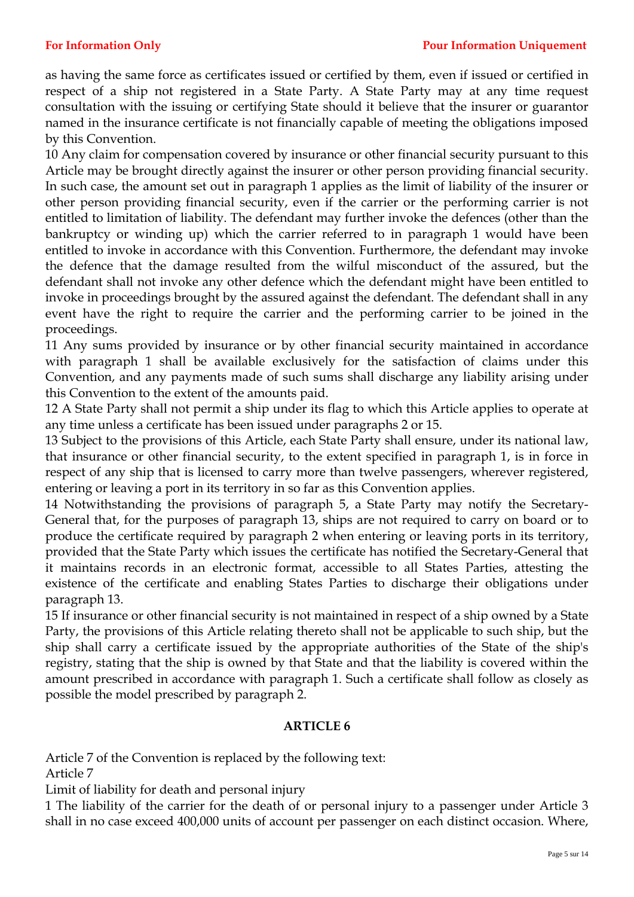as having the same force as certificates issued or certified by them, even if issued or certified in respect of a ship not registered in a State Party. A State Party may at any time request consultation with the issuing or certifying State should it believe that the insurer or guarantor named in the insurance certificate is not financially capable of meeting the obligations imposed by this Convention.

10 Any claim for compensation covered by insurance or other financial security pursuant to this Article may be brought directly against the insurer or other person providing financial security. In such case, the amount set out in paragraph 1 applies as the limit of liability of the insurer or other person providing financial security, even if the carrier or the performing carrier is not entitled to limitation of liability. The defendant may further invoke the defences (other than the bankruptcy or winding up) which the carrier referred to in paragraph 1 would have been entitled to invoke in accordance with this Convention. Furthermore, the defendant may invoke the defence that the damage resulted from the wilful misconduct of the assured, but the defendant shall not invoke any other defence which the defendant might have been entitled to invoke in proceedings brought by the assured against the defendant. The defendant shall in any event have the right to require the carrier and the performing carrier to be joined in the proceedings.

11 Any sums provided by insurance or by other financial security maintained in accordance with paragraph 1 shall be available exclusively for the satisfaction of claims under this Convention, and any payments made of such sums shall discharge any liability arising under this Convention to the extent of the amounts paid.

12 A State Party shall not permit a ship under its flag to which this Article applies to operate at any time unless a certificate has been issued under paragraphs 2 or 15.

13 Subject to the provisions of this Article, each State Party shall ensure, under its national law, that insurance or other financial security, to the extent specified in paragraph 1, is in force in respect of any ship that is licensed to carry more than twelve passengers, wherever registered, entering or leaving a port in its territory in so far as this Convention applies.

14 Notwithstanding the provisions of paragraph 5, a State Party may notify the Secretary-General that, for the purposes of paragraph 13, ships are not required to carry on board or to produce the certificate required by paragraph 2 when entering or leaving ports in its territory, provided that the State Party which issues the certificate has notified the Secretary-General that it maintains records in an electronic format, accessible to all States Parties, attesting the existence of the certificate and enabling States Parties to discharge their obligations under paragraph 13.

15 If insurance or other financial security is not maintained in respect of a ship owned by a State Party, the provisions of this Article relating thereto shall not be applicable to such ship, but the ship shall carry a certificate issued by the appropriate authorities of the State of the ship's registry, stating that the ship is owned by that State and that the liability is covered within the amount prescribed in accordance with paragraph 1. Such a certificate shall follow as closely as possible the model prescribed by paragraph 2.

## ARTICLE 6

Article 7 of the Convention is replaced by the following text:

Article 7

Limit of liability for death and personal injury

1 The liability of the carrier for the death of or personal injury to a passenger under Article 3 shall in no case exceed 400,000 units of account per passenger on each distinct occasion. Where,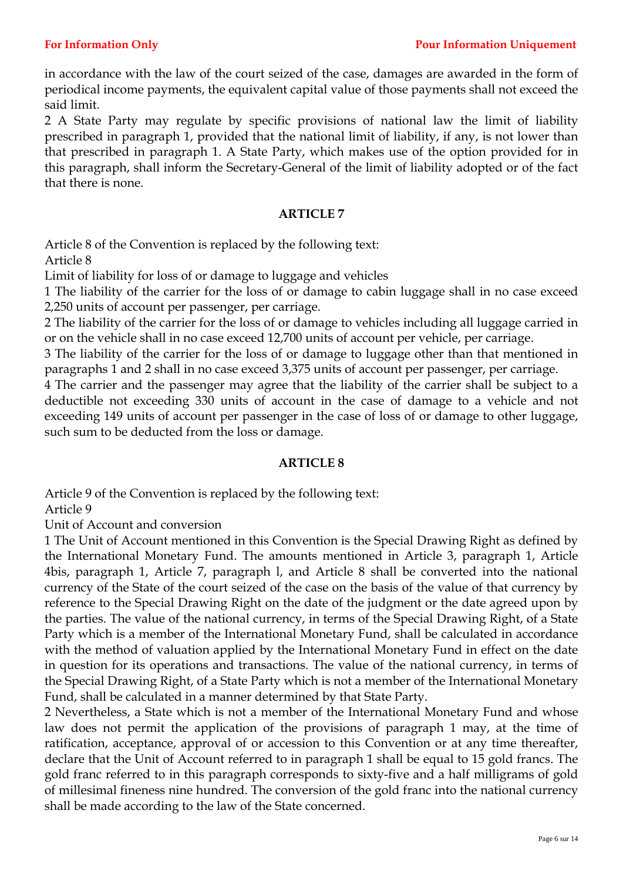in accordance with the law of the court seized of the case, damages are awarded in the form of periodical income payments, the equivalent capital value of those payments shall not exceed the said limit.

2 A State Party may regulate by specific provisions of national law the limit of liability prescribed in paragraph 1, provided that the national limit of liability, if any, is not lower than that prescribed in paragraph 1. A State Party, which makes use of the option provided for in this paragraph, shall inform the Secretary-General of the limit of liability adopted or of the fact that there is none.

## ARTICLE 7

Article 8 of the Convention is replaced by the following text:

Article 8

Limit of liability for loss of or damage to luggage and vehicles

1 The liability of the carrier for the loss of or damage to cabin luggage shall in no case exceed 2,250 units of account per passenger, per carriage.

2 The liability of the carrier for the loss of or damage to vehicles including all luggage carried in or on the vehicle shall in no case exceed 12,700 units of account per vehicle, per carriage.

3 The liability of the carrier for the loss of or damage to luggage other than that mentioned in paragraphs 1 and 2 shall in no case exceed 3,375 units of account per passenger, per carriage.

4 The carrier and the passenger may agree that the liability of the carrier shall be subject to a deductible not exceeding 330 units of account in the case of damage to a vehicle and not exceeding 149 units of account per passenger in the case of loss of or damage to other luggage, such sum to be deducted from the loss or damage.

## ARTICLE 8

Article 9 of the Convention is replaced by the following text:

Article 9

Unit of Account and conversion

1 The Unit of Account mentioned in this Convention is the Special Drawing Right as defined by the International Monetary Fund. The amounts mentioned in Article 3, paragraph 1, Article 4bis, paragraph 1, Article 7, paragraph l, and Article 8 shall be converted into the national currency of the State of the court seized of the case on the basis of the value of that currency by reference to the Special Drawing Right on the date of the judgment or the date agreed upon by the parties. The value of the national currency, in terms of the Special Drawing Right, of a State Party which is a member of the International Monetary Fund, shall be calculated in accordance with the method of valuation applied by the International Monetary Fund in effect on the date in question for its operations and transactions. The value of the national currency, in terms of the Special Drawing Right, of a State Party which is not a member of the International Monetary Fund, shall be calculated in a manner determined by that State Party.

2 Nevertheless, a State which is not a member of the International Monetary Fund and whose law does not permit the application of the provisions of paragraph 1 may, at the time of ratification, acceptance, approval of or accession to this Convention or at any time thereafter, declare that the Unit of Account referred to in paragraph 1 shall be equal to 15 gold francs. The gold franc referred to in this paragraph corresponds to sixty-five and a half milligrams of gold of millesimal fineness nine hundred. The conversion of the gold franc into the national currency shall be made according to the law of the State concerned.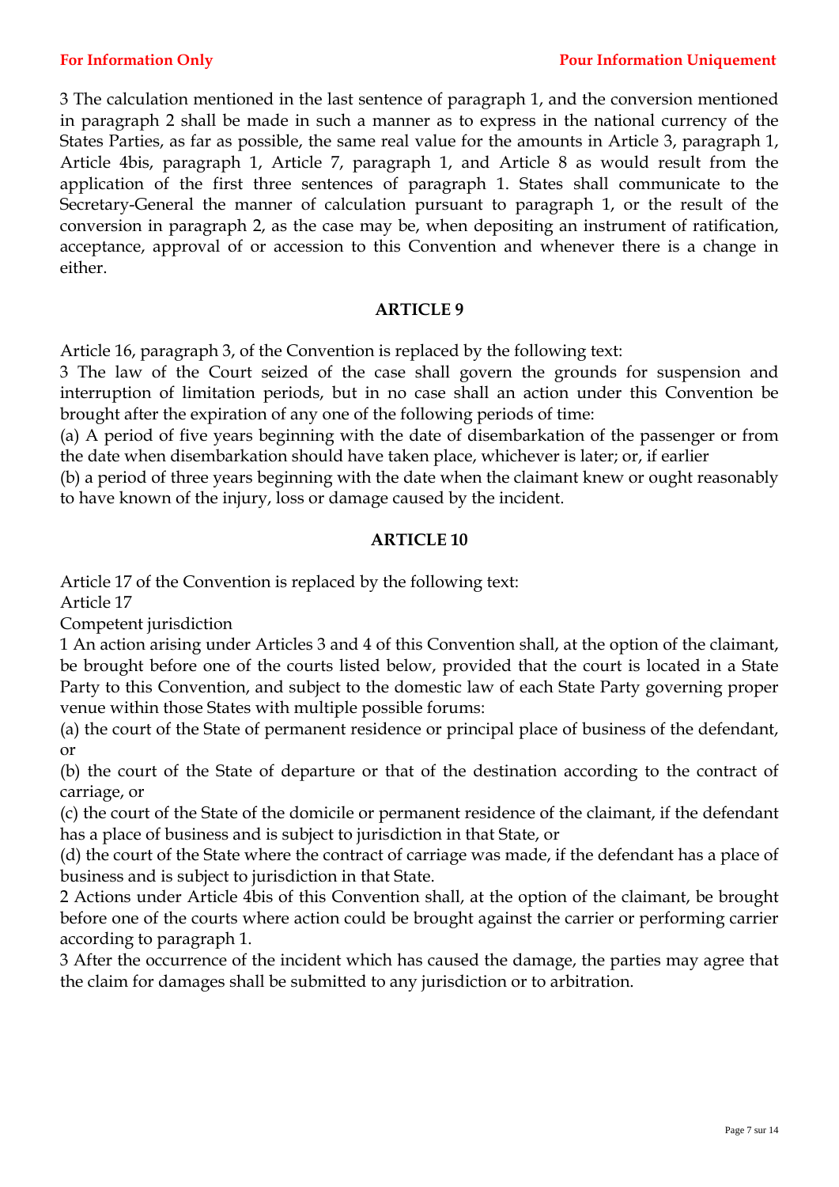3 The calculation mentioned in the last sentence of paragraph 1, and the conversion mentioned in paragraph 2 shall be made in such a manner as to express in the national currency of the States Parties, as far as possible, the same real value for the amounts in Article 3, paragraph 1, Article 4bis, paragraph 1, Article 7, paragraph 1, and Article 8 as would result from the application of the first three sentences of paragraph 1. States shall communicate to the Secretary-General the manner of calculation pursuant to paragraph 1, or the result of the conversion in paragraph 2, as the case may be, when depositing an instrument of ratification, acceptance, approval of or accession to this Convention and whenever there is a change in either.

## ARTICLE 9

Article 16, paragraph 3, of the Convention is replaced by the following text:

3 The law of the Court seized of the case shall govern the grounds for suspension and interruption of limitation periods, but in no case shall an action under this Convention be brought after the expiration of any one of the following periods of time:

(a) A period of five years beginning with the date of disembarkation of the passenger or from the date when disembarkation should have taken place, whichever is later; or, if earlier

(b) a period of three years beginning with the date when the claimant knew or ought reasonably to have known of the injury, loss or damage caused by the incident.

## ARTICLE 10

Article 17 of the Convention is replaced by the following text:

Article 17

Competent jurisdiction

1 An action arising under Articles 3 and 4 of this Convention shall, at the option of the claimant, be brought before one of the courts listed below, provided that the court is located in a State Party to this Convention, and subject to the domestic law of each State Party governing proper venue within those States with multiple possible forums:

(a) the court of the State of permanent residence or principal place of business of the defendant, or

(b) the court of the State of departure or that of the destination according to the contract of carriage, or

(c) the court of the State of the domicile or permanent residence of the claimant, if the defendant has a place of business and is subject to jurisdiction in that State, or

(d) the court of the State where the contract of carriage was made, if the defendant has a place of business and is subject to jurisdiction in that State.

2 Actions under Article 4bis of this Convention shall, at the option of the claimant, be brought before one of the courts where action could be brought against the carrier or performing carrier according to paragraph 1.

3 After the occurrence of the incident which has caused the damage, the parties may agree that the claim for damages shall be submitted to any jurisdiction or to arbitration.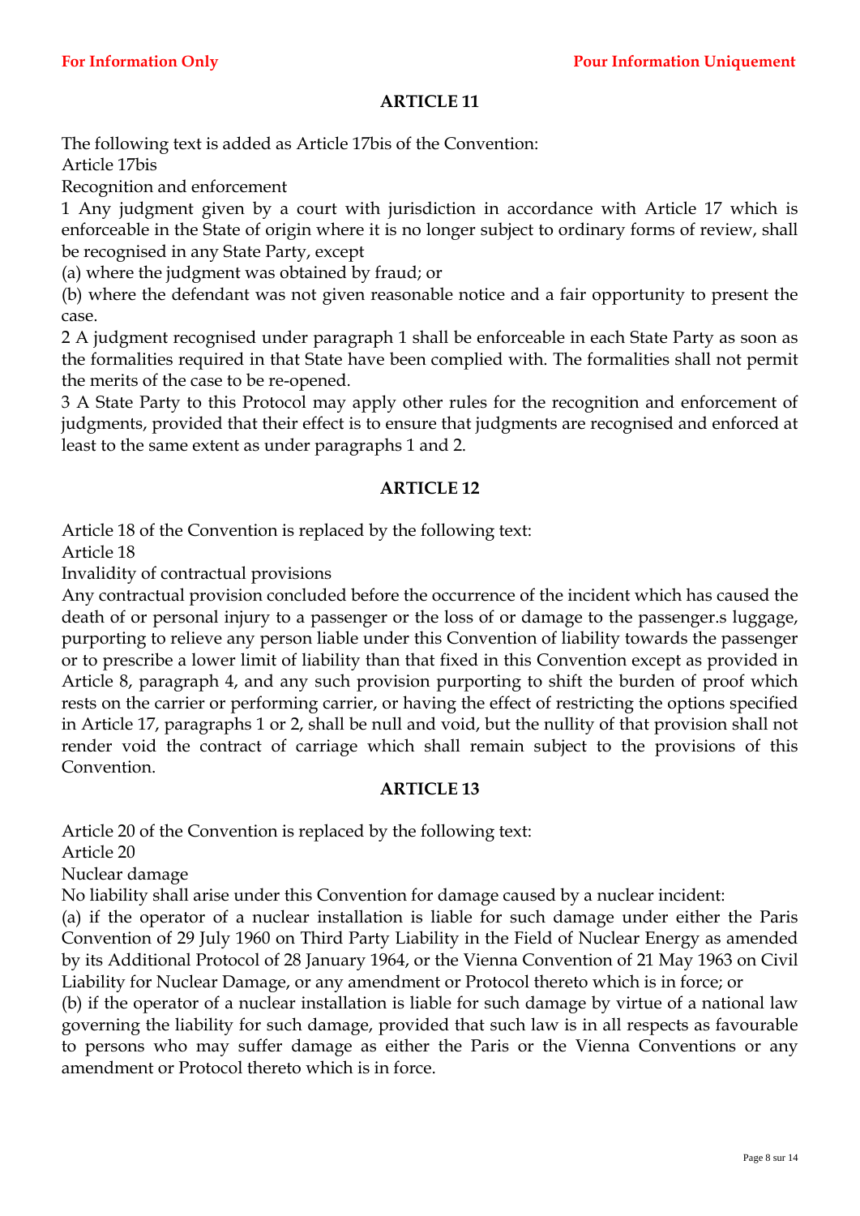## ARTICLE 11

The following text is added as Article 17bis of the Convention:

Article 17bis

Recognition and enforcement

1 Any judgment given by a court with jurisdiction in accordance with Article 17 which is enforceable in the State of origin where it is no longer subject to ordinary forms of review, shall be recognised in any State Party, except

(a) where the judgment was obtained by fraud; or

(b) where the defendant was not given reasonable notice and a fair opportunity to present the case.

2 A judgment recognised under paragraph 1 shall be enforceable in each State Party as soon as the formalities required in that State have been complied with. The formalities shall not permit the merits of the case to be re-opened.

3 A State Party to this Protocol may apply other rules for the recognition and enforcement of judgments, provided that their effect is to ensure that judgments are recognised and enforced at least to the same extent as under paragraphs 1 and 2.

## ARTICLE 12

Article 18 of the Convention is replaced by the following text:

Article 18

Invalidity of contractual provisions

Any contractual provision concluded before the occurrence of the incident which has caused the death of or personal injury to a passenger or the loss of or damage to the passenger.s luggage, purporting to relieve any person liable under this Convention of liability towards the passenger or to prescribe a lower limit of liability than that fixed in this Convention except as provided in Article 8, paragraph 4, and any such provision purporting to shift the burden of proof which rests on the carrier or performing carrier, or having the effect of restricting the options specified in Article 17, paragraphs 1 or 2, shall be null and void, but the nullity of that provision shall not render void the contract of carriage which shall remain subject to the provisions of this Convention.

## ARTICLE 13

Article 20 of the Convention is replaced by the following text:

Article 20

Nuclear damage

No liability shall arise under this Convention for damage caused by a nuclear incident:

(a) if the operator of a nuclear installation is liable for such damage under either the Paris Convention of 29 July 1960 on Third Party Liability in the Field of Nuclear Energy as amended by its Additional Protocol of 28 January 1964, or the Vienna Convention of 21 May 1963 on Civil Liability for Nuclear Damage, or any amendment or Protocol thereto which is in force; or

(b) if the operator of a nuclear installation is liable for such damage by virtue of a national law governing the liability for such damage, provided that such law is in all respects as favourable to persons who may suffer damage as either the Paris or the Vienna Conventions or any amendment or Protocol thereto which is in force.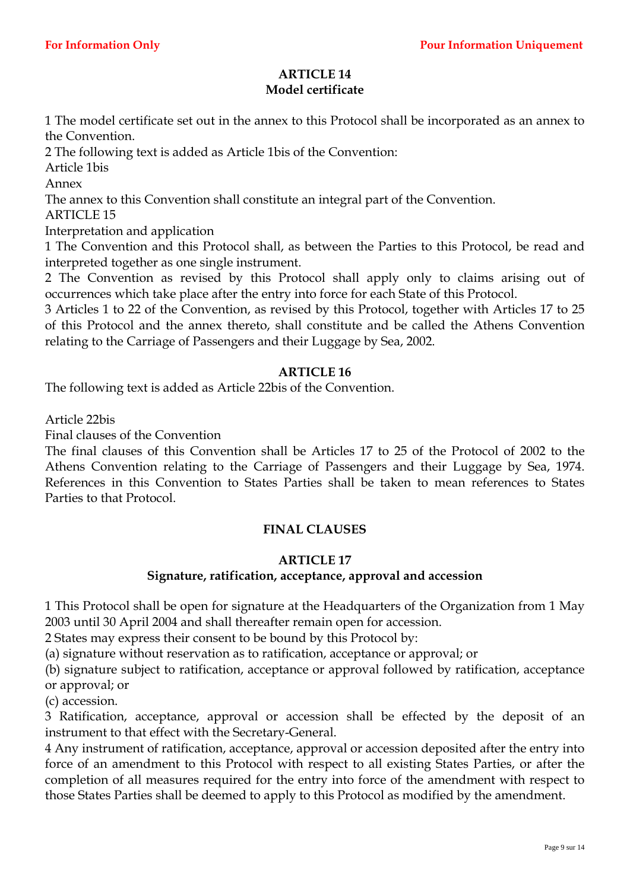## ARTICLE 14
### Model certificate

1 The model certificate set out in the annex to this Protocol shall be incorporated as an annex to the Convention.

2 The following text is added as Article 1bis of the Convention:

Article 1bis

Annex

The annex to this Convention shall constitute an integral part of the Convention.

ARTICLE 15

Interpretation and application

1 The Convention and this Protocol shall, as between the Parties to this Protocol, be read and interpreted together as one single instrument.

2 The Convention as revised by this Protocol shall apply only to claims arising out of occurrences which take place after the entry into force for each State of this Protocol.

3 Articles 1 to 22 of the Convention, as revised by this Protocol, together with Articles 17 to 25 of this Protocol and the annex thereto, shall constitute and be called the Athens Convention relating to the Carriage of Passengers and their Luggage by Sea, 2002.

## ARTICLE 16

The following text is added as Article 22bis of the Convention.

Article 22bis

Final clauses of the Convention

The final clauses of this Convention shall be Articles 17 to 25 of the Protocol of 2002 to the Athens Convention relating to the Carriage of Passengers and their Luggage by Sea, 1974. References in this Convention to States Parties shall be taken to mean references to States Parties to that Protocol.

## FINAL CLAUSES

## ARTICLE 17
### Signature, ratification, acceptance, approval and accession

1 This Protocol shall be open for signature at the Headquarters of the Organization from 1 May 2003 until 30 April 2004 and shall thereafter remain open for accession.

2 States may express their consent to be bound by this Protocol by:

(a) signature without reservation as to ratification, acceptance or approval; or

(b) signature subject to ratification, acceptance or approval followed by ratification, acceptance or approval; or

(c) accession.

3 Ratification, acceptance, approval or accession shall be effected by the deposit of an instrument to that effect with the Secretary-General.

4 Any instrument of ratification, acceptance, approval or accession deposited after the entry into force of an amendment to this Protocol with respect to all existing States Parties, or after the completion of all measures required for the entry into force of the amendment with respect to those States Parties shall be deemed to apply to this Protocol as modified by the amendment.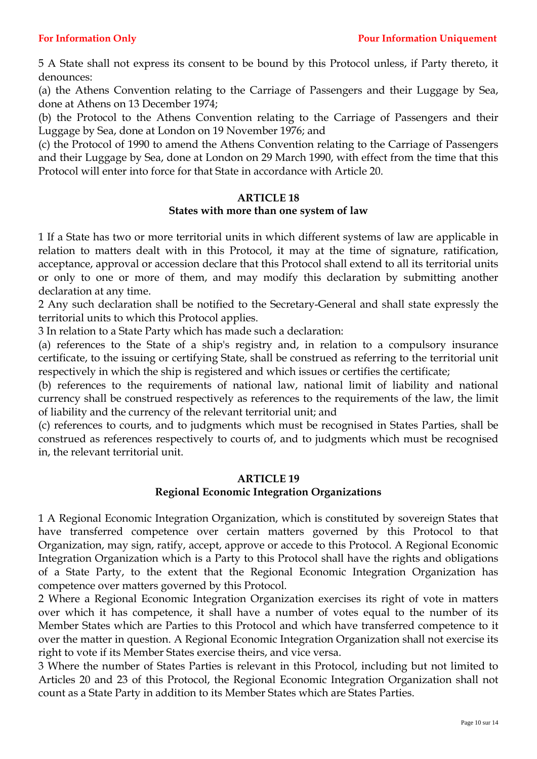5 A State shall not express its consent to be bound by this Protocol unless, if Party thereto, it denounces:

(a) the Athens Convention relating to the Carriage of Passengers and their Luggage by Sea, done at Athens on 13 December 1974;

(b) the Protocol to the Athens Convention relating to the Carriage of Passengers and their Luggage by Sea, done at London on 19 November 1976; and

(c) the Protocol of 1990 to amend the Athens Convention relating to the Carriage of Passengers and their Luggage by Sea, done at London on 29 March 1990, with effect from the time that this Protocol will enter into force for that State in accordance with Article 20.

## ARTICLE 18
## States with more than one system of law

1 If a State has two or more territorial units in which different systems of law are applicable in relation to matters dealt with in this Protocol, it may at the time of signature, ratification, acceptance, approval or accession declare that this Protocol shall extend to all its territorial units or only to one or more of them, and may modify this declaration by submitting another declaration at any time.

2 Any such declaration shall be notified to the Secretary-General and shall state expressly the territorial units to which this Protocol applies.

3 In relation to a State Party which has made such a declaration:

(a) references to the State of a ship's registry and, in relation to a compulsory insurance certificate, to the issuing or certifying State, shall be construed as referring to the territorial unit respectively in which the ship is registered and which issues or certifies the certificate;

(b) references to the requirements of national law, national limit of liability and national currency shall be construed respectively as references to the requirements of the law, the limit of liability and the currency of the relevant territorial unit; and

(c) references to courts, and to judgments which must be recognised in States Parties, shall be construed as references respectively to courts of, and to judgments which must be recognised in, the relevant territorial unit.

## ARTICLE 19
## Regional Economic Integration Organizations

1 A Regional Economic Integration Organization, which is constituted by sovereign States that have transferred competence over certain matters governed by this Protocol to that Organization, may sign, ratify, accept, approve or accede to this Protocol. A Regional Economic Integration Organization which is a Party to this Protocol shall have the rights and obligations of a State Party, to the extent that the Regional Economic Integration Organization has competence over matters governed by this Protocol.

2 Where a Regional Economic Integration Organization exercises its right of vote in matters over which it has competence, it shall have a number of votes equal to the number of its Member States which are Parties to this Protocol and which have transferred competence to it over the matter in question. A Regional Economic Integration Organization shall not exercise its right to vote if its Member States exercise theirs, and vice versa.

3 Where the number of States Parties is relevant in this Protocol, including but not limited to Articles 20 and 23 of this Protocol, the Regional Economic Integration Organization shall not count as a State Party in addition to its Member States which are States Parties.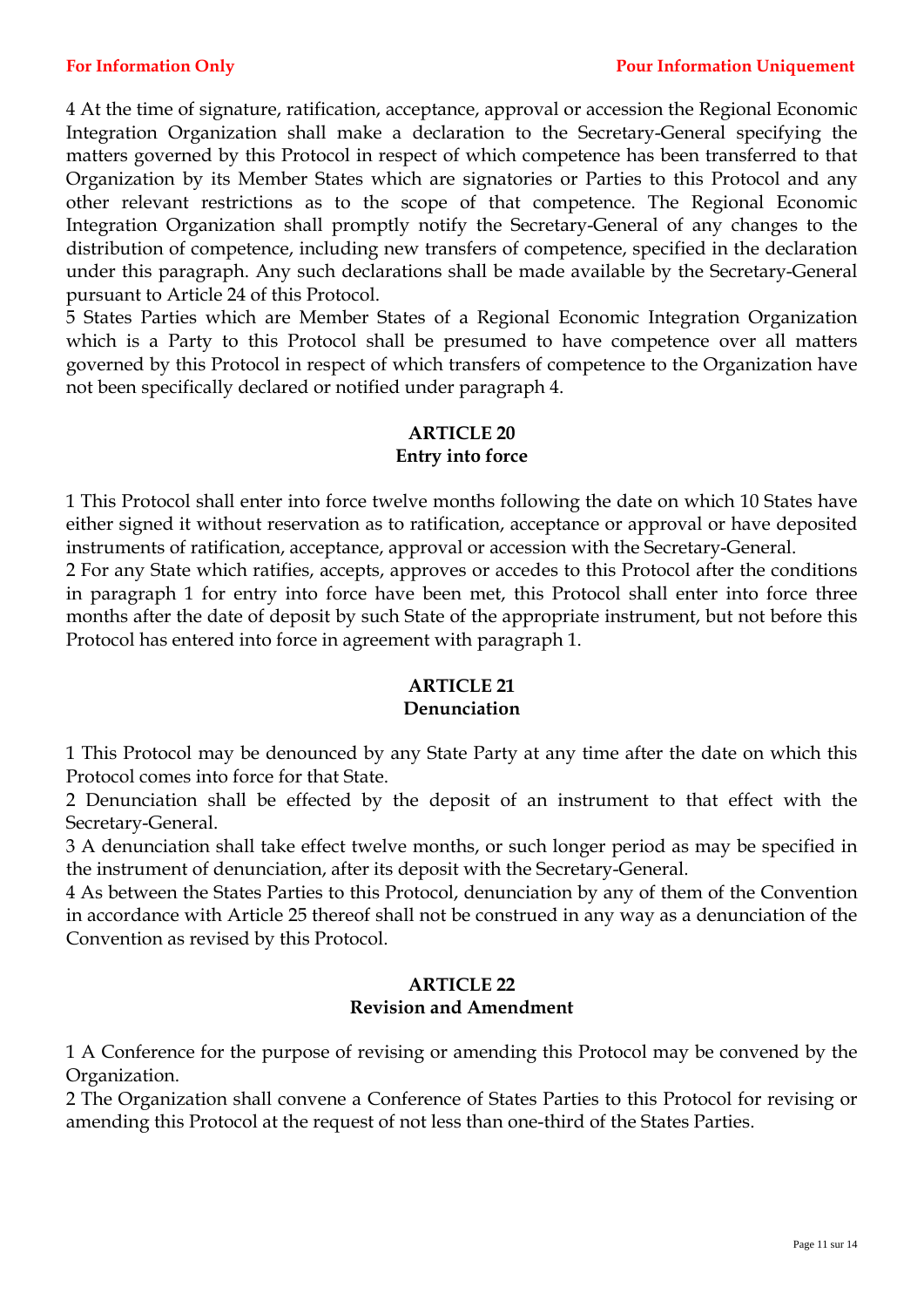4 At the time of signature, ratification, acceptance, approval or accession the Regional Economic Integration Organization shall make a declaration to the Secretary-General specifying the matters governed by this Protocol in respect of which competence has been transferred to that Organization by its Member States which are signatories or Parties to this Protocol and any other relevant restrictions as to the scope of that competence. The Regional Economic Integration Organization shall promptly notify the Secretary-General of any changes to the distribution of competence, including new transfers of competence, specified in the declaration under this paragraph. Any such declarations shall be made available by the Secretary-General pursuant to Article 24 of this Protocol.

5 States Parties which are Member States of a Regional Economic Integration Organization which is a Party to this Protocol shall be presumed to have competence over all matters governed by this Protocol in respect of which transfers of competence to the Organization have not been specifically declared or notified under paragraph 4.

## ARTICLE 20
## Entry into force

1 This Protocol shall enter into force twelve months following the date on which 10 States have either signed it without reservation as to ratification, acceptance or approval or have deposited instruments of ratification, acceptance, approval or accession with the Secretary-General.

2 For any State which ratifies, accepts, approves or accedes to this Protocol after the conditions in paragraph 1 for entry into force have been met, this Protocol shall enter into force three months after the date of deposit by such State of the appropriate instrument, but not before this Protocol has entered into force in agreement with paragraph 1.

## ARTICLE 21
## Denunciation

1 This Protocol may be denounced by any State Party at any time after the date on which this Protocol comes into force for that State.

2 Denunciation shall be effected by the deposit of an instrument to that effect with the Secretary-General.

3 A denunciation shall take effect twelve months, or such longer period as may be specified in the instrument of denunciation, after its deposit with the Secretary-General.

4 As between the States Parties to this Protocol, denunciation by any of them of the Convention in accordance with Article 25 thereof shall not be construed in any way as a denunciation of the Convention as revised by this Protocol.

## ARTICLE 22
## Revision and Amendment

1 A Conference for the purpose of revising or amending this Protocol may be convened by the Organization.

2 The Organization shall convene a Conference of States Parties to this Protocol for revising or amending this Protocol at the request of not less than one-third of the States Parties.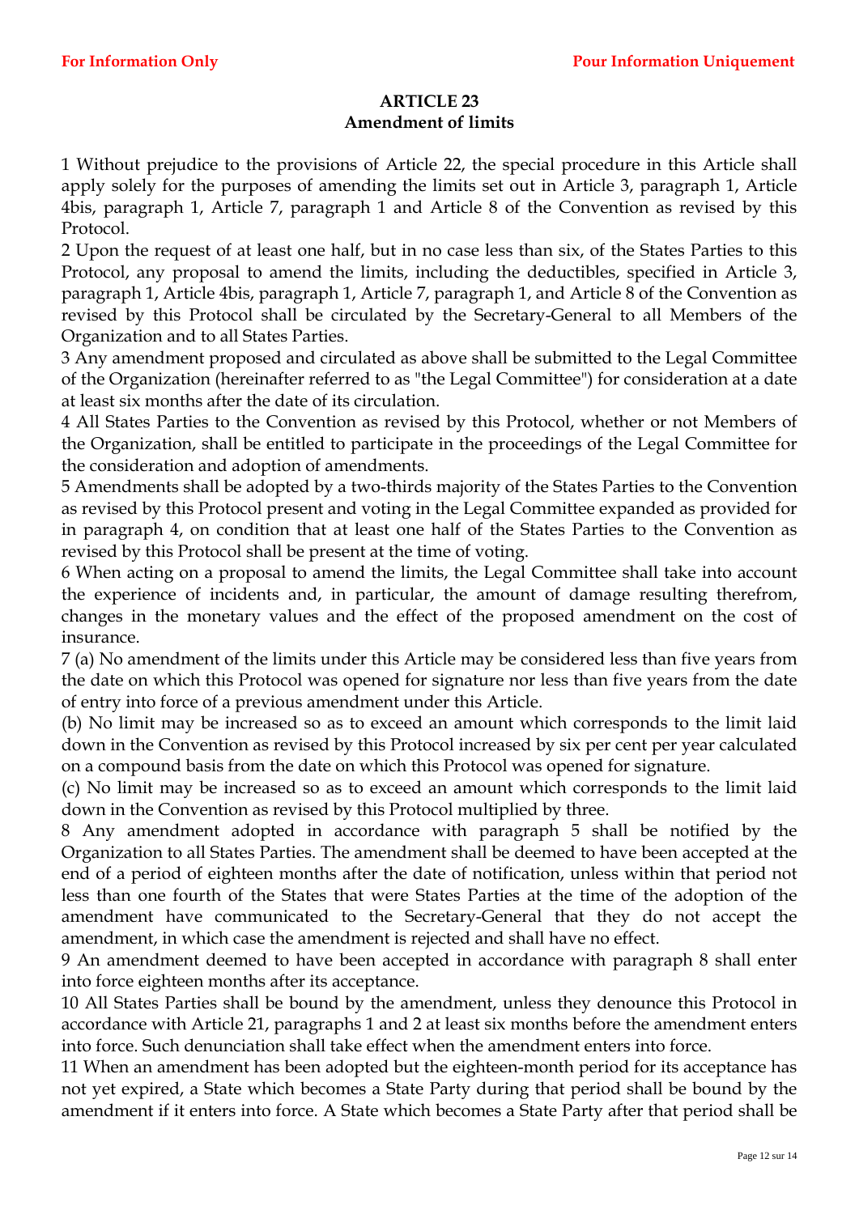## ARTICLE 23
## Amendment of limits

1 Without prejudice to the provisions of Article 22, the special procedure in this Article shall apply solely for the purposes of amending the limits set out in Article 3, paragraph 1, Article 4bis, paragraph 1, Article 7, paragraph 1 and Article 8 of the Convention as revised by this Protocol.

2 Upon the request of at least one half, but in no case less than six, of the States Parties to this Protocol, any proposal to amend the limits, including the deductibles, specified in Article 3, paragraph 1, Article 4bis, paragraph 1, Article 7, paragraph 1, and Article 8 of the Convention as revised by this Protocol shall be circulated by the Secretary-General to all Members of the Organization and to all States Parties.

3 Any amendment proposed and circulated as above shall be submitted to the Legal Committee of the Organization (hereinafter referred to as "the Legal Committee") for consideration at a date at least six months after the date of its circulation.

4 All States Parties to the Convention as revised by this Protocol, whether or not Members of the Organization, shall be entitled to participate in the proceedings of the Legal Committee for the consideration and adoption of amendments.

5 Amendments shall be adopted by a two-thirds majority of the States Parties to the Convention as revised by this Protocol present and voting in the Legal Committee expanded as provided for in paragraph 4, on condition that at least one half of the States Parties to the Convention as revised by this Protocol shall be present at the time of voting.

6 When acting on a proposal to amend the limits, the Legal Committee shall take into account the experience of incidents and, in particular, the amount of damage resulting therefrom, changes in the monetary values and the effect of the proposed amendment on the cost of insurance.

7 (a) No amendment of the limits under this Article may be considered less than five years from the date on which this Protocol was opened for signature nor less than five years from the date of entry into force of a previous amendment under this Article.

(b) No limit may be increased so as to exceed an amount which corresponds to the limit laid down in the Convention as revised by this Protocol increased by six per cent per year calculated on a compound basis from the date on which this Protocol was opened for signature.

(c) No limit may be increased so as to exceed an amount which corresponds to the limit laid down in the Convention as revised by this Protocol multiplied by three.

8 Any amendment adopted in accordance with paragraph 5 shall be notified by the Organization to all States Parties. The amendment shall be deemed to have been accepted at the end of a period of eighteen months after the date of notification, unless within that period not less than one fourth of the States that were States Parties at the time of the adoption of the amendment have communicated to the Secretary-General that they do not accept the amendment, in which case the amendment is rejected and shall have no effect.

9 An amendment deemed to have been accepted in accordance with paragraph 8 shall enter into force eighteen months after its acceptance.

10 All States Parties shall be bound by the amendment, unless they denounce this Protocol in accordance with Article 21, paragraphs 1 and 2 at least six months before the amendment enters into force. Such denunciation shall take effect when the amendment enters into force.

11 When an amendment has been adopted but the eighteen-month period for its acceptance has not yet expired, a State which becomes a State Party during that period shall be bound by the amendment if it enters into force. A State which becomes a State Party after that period shall be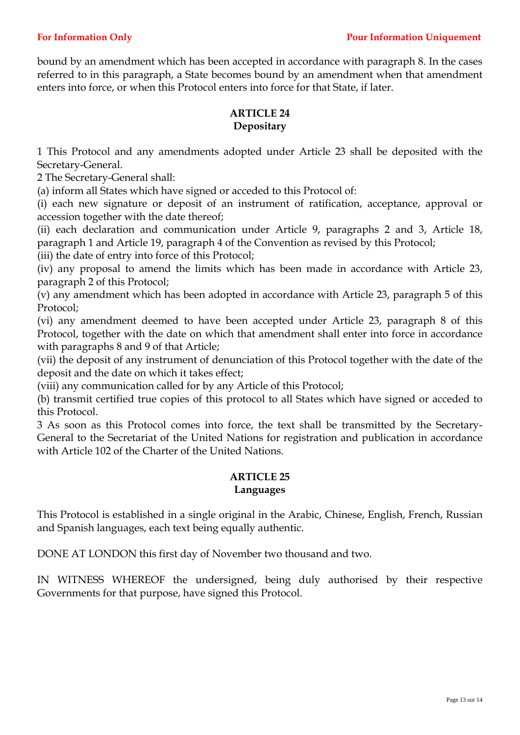bound by an amendment which has been accepted in accordance with paragraph 8. In the cases referred to in this paragraph, a State becomes bound by an amendment when that amendment enters into force, or when this Protocol enters into force for that State, if later.

## ARTICLE 24
## Depositary

1 This Protocol and any amendments adopted under Article 23 shall be deposited with the Secretary-General.

2 The Secretary-General shall:

(a) inform all States which have signed or acceded to this Protocol of:

(i) each new signature or deposit of an instrument of ratification, acceptance, approval or accession together with the date thereof;

(ii) each declaration and communication under Article 9, paragraphs 2 and 3, Article 18, paragraph 1 and Article 19, paragraph 4 of the Convention as revised by this Protocol;

(iii) the date of entry into force of this Protocol;

(iv) any proposal to amend the limits which has been made in accordance with Article 23, paragraph 2 of this Protocol;

(v) any amendment which has been adopted in accordance with Article 23, paragraph 5 of this Protocol;

(vi) any amendment deemed to have been accepted under Article 23, paragraph 8 of this Protocol, together with the date on which that amendment shall enter into force in accordance with paragraphs 8 and 9 of that Article;

(vii) the deposit of any instrument of denunciation of this Protocol together with the date of the deposit and the date on which it takes effect;

(viii) any communication called for by any Article of this Protocol;

(b) transmit certified true copies of this protocol to all States which have signed or acceded to this Protocol.

3 As soon as this Protocol comes into force, the text shall be transmitted by the Secretary-General to the Secretariat of the United Nations for registration and publication in accordance with Article 102 of the Charter of the United Nations.

## ARTICLE 25
## Languages

This Protocol is established in a single original in the Arabic, Chinese, English, French, Russian and Spanish languages, each text being equally authentic.

DONE AT LONDON this first day of November two thousand and two.

IN WITNESS WHEREOF the undersigned, being duly authorised by their respective Governments for that purpose, have signed this Protocol.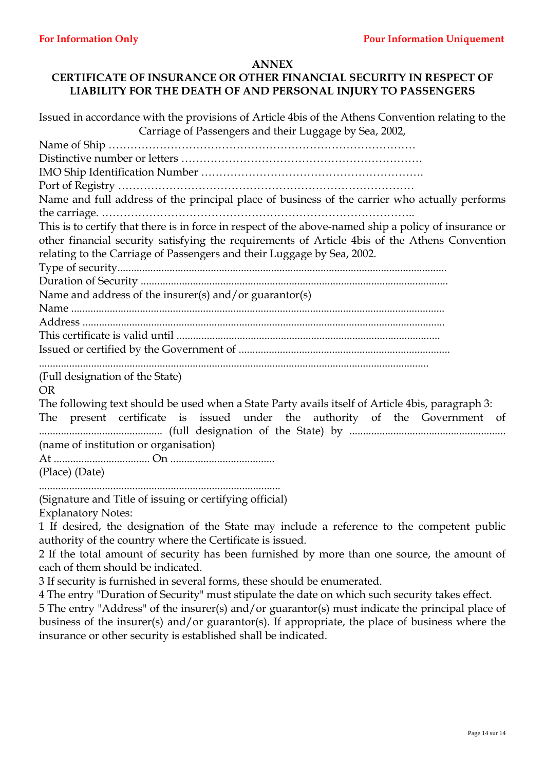**For Information Only** **Pour Information Uniquement**

# ANNEX

## CERTIFICATE OF INSURANCE OR OTHER FINANCIAL SECURITY IN RESPECT OF LIABILITY FOR THE DEATH OF AND PERSONAL INJURY TO PASSENGERS

Issued in accordance with the provisions of Article 4bis of the Athens Convention relating to the Carriage of Passengers and their Luggage by Sea, 2002,

Name of Ship …………………………………………………………………………

Distinctive number or letters ………………………………………………………

IMO Ship Identification Number …………………………………………………….

Port of Registry ………………………………………………………………………

Name and full address of the principal place of business of the carrier who actually performs the carriage. …………………………………………………………………………..

This is to certify that there is in force in respect of the above-named ship a policy of insurance or other financial security satisfying the requirements of Article 4bis of the Athens Convention relating to the Carriage of Passengers and their Luggage by Sea, 2002.

Type of security.......................................................................................................................

Duration of Security ..............................................................................................................

Name and address of the insurer(s) and/or guarantor(s)

Name ......................................................................................................................................

Address ..................................................................................................................................

This certificate is valid until ...............................................................................................

Issued or certified by the Government of ............................................................................

.............................................................................................................................................

(Full designation of the State)

OR

The following text should be used when a State Party avails itself of Article 4bis, paragraph 3:

The present certificate is issued under the authority of the Government of ............................................ (full designation of the State) by .........................................................

(name of institution or organisation)

At .................................. On .....................................

(Place) (Date)

.......................................................................................

(Signature and Title of issuing or certifying official)

Explanatory Notes:

1 If desired, the designation of the State may include a reference to the competent public authority of the country where the Certificate is issued.

2 If the total amount of security has been furnished by more than one source, the amount of each of them should be indicated.

3 If security is furnished in several forms, these should be enumerated.

4 The entry "Duration of Security" must stipulate the date on which such security takes effect.

5 The entry "Address" of the insurer(s) and/or guarantor(s) must indicate the principal place of business of the insurer(s) and/or guarantor(s). If appropriate, the place of business where the insurance or other security is established shall be indicated.